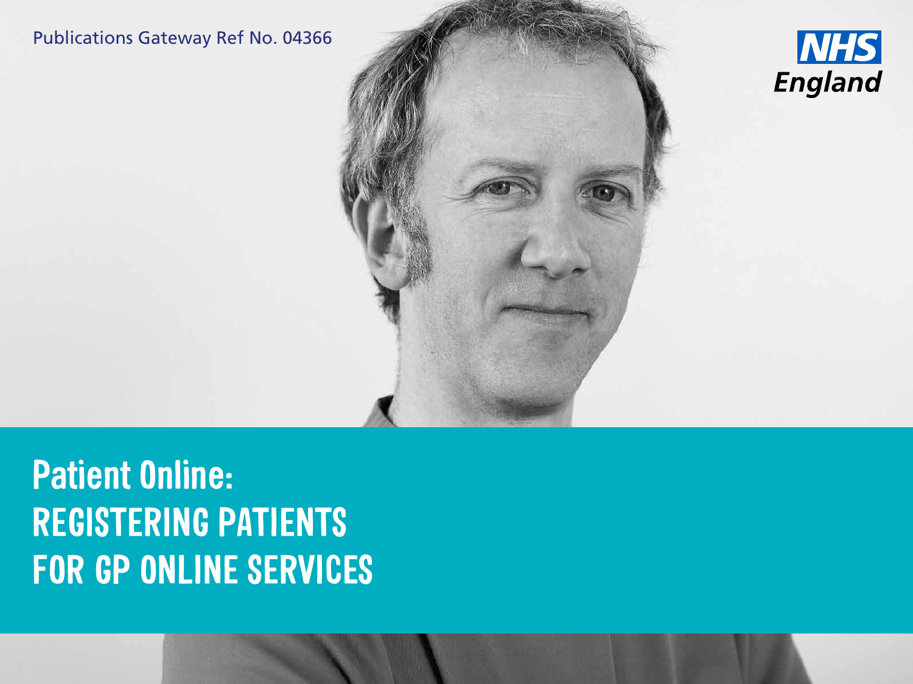Publications Gateway Ref No. 04366

NHS England

# Patient Online: REGISTERING PATIENTS FOR GP ONLINE SERVICES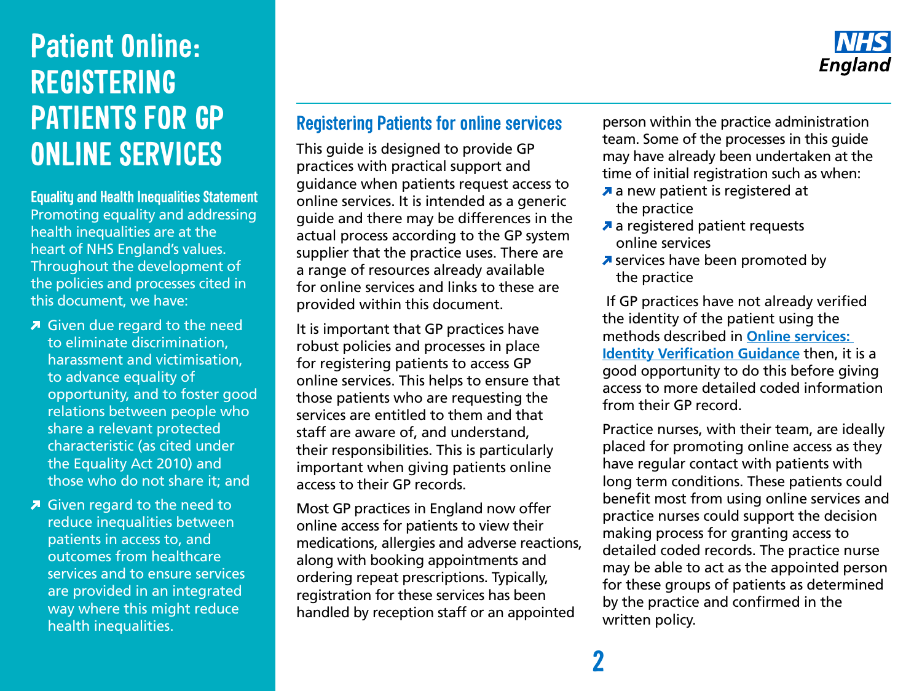# Patient Online: REGISTERING PATIENTS FOR GP ONLINE SERVICES

**Equality and Health Inequalities Statement**

Promoting equality and addressing health inequalities are at the heart of NHS England's values. Throughout the development of the policies and processes cited in this document, we have:

- Given due regard to the need to eliminate discrimination, harassment and victimisation, to advance equality of opportunity, and to foster good relations between people who share a relevant protected characteristic (as cited under the Equality Act 2010) and those who do not share it; and
- Given regard to the need to reduce inequalities between patients in access to, and outcomes from healthcare services and to ensure services are provided in an integrated way where this might reduce health inequalities.

## Registering Patients for online services

This guide is designed to provide GP practices with practical support and guidance when patients request access to online services. It is intended as a generic guide and there may be differences in the actual process according to the GP system supplier that the practice uses. There are a range of resources already available for online services and links to these are provided within this document.

It is important that GP practices have robust policies and processes in place for registering patients to access GP online services. This helps to ensure that those patients who are requesting the services are entitled to them and that staff are aware of, and understand, their responsibilities. This is particularly important when giving patients online access to their GP records.

Most GP practices in England now offer online access for patients to view their medications, allergies and adverse reactions, along with booking appointments and ordering repeat prescriptions. Typically, registration for these services has been handled by reception staff or an appointed person within the practice administration team. Some of the processes in this guide may have already been undertaken at the time of initial registration such as when:

- a new patient is registered at the practice
- a registered patient requests online services
- services have been promoted by the practice

If GP practices have not already verified the identity of the patient using the methods described in [Online services: Identity Verification Guidance]() then, it is a good opportunity to do this before giving access to more detailed coded information from their GP record.

Practice nurses, with their team, are ideally placed for promoting online access as they have regular contact with patients with long term conditions. These patients could benefit most from using online services and practice nurses could support the decision making process for granting access to detailed coded records. The practice nurse may be able to act as the appointed person for these groups of patients as determined by the practice and confirmed in the written policy.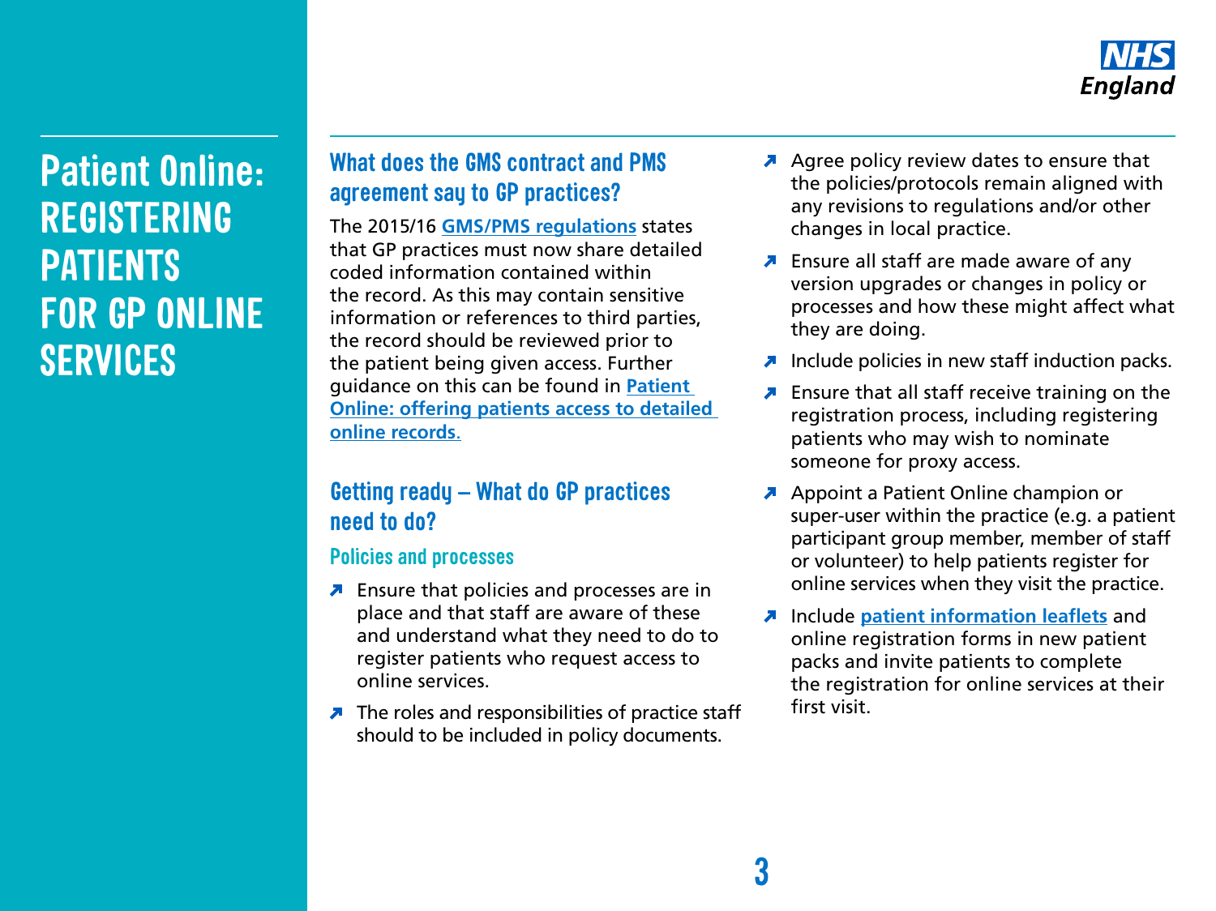# Patient Online: REGISTERING PATIENTS FOR GP ONLINE SERVICES

## What does the GMS contract and PMS agreement say to GP practices?

The 2015/16 **GMS/PMS regulations** states that GP practices must now share detailed coded information contained within the record. As this may contain sensitive information or references to third parties, the record should be reviewed prior to the patient being given access. Further guidance on this can be found in **Patient Online: offering patients access to detailed online records**.

## Getting ready – What do GP practices need to do?

### Policies and processes

- Ensure that policies and processes are in place and that staff are aware of these and understand what they need to do to register patients who request access to online services.
- The roles and responsibilities of practice staff should to be included in policy documents.
- Agree policy review dates to ensure that the policies/protocols remain aligned with any revisions to regulations and/or other changes in local practice.
- Ensure all staff are made aware of any version upgrades or changes in policy or processes and how these might affect what they are doing.
- Include policies in new staff induction packs.
- Ensure that all staff receive training on the registration process, including registering patients who may wish to nominate someone for proxy access.
- Appoint a Patient Online champion or super-user within the practice (e.g. a patient participant group member, member of staff or volunteer) to help patients register for online services when they visit the practice.
- Include **patient information leaflets** and online registration forms in new patient packs and invite patients to complete the registration for online services at their first visit.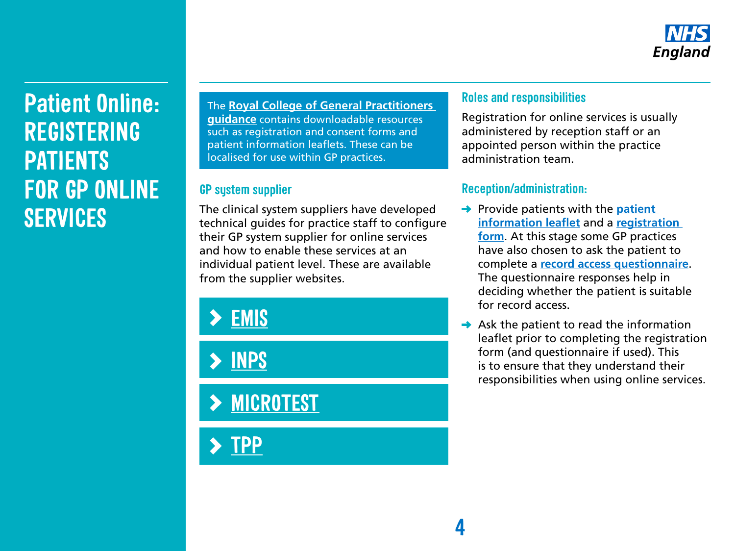# Patient Online: REGISTERING PATIENTS FOR GP ONLINE SERVICES

The **Royal College of General Practitioners guidance** contains downloadable resources such as registration and consent forms and patient information leaflets. These can be localised for use within GP practices.

## GP system supplier

The clinical system suppliers have developed technical guides for practice staff to configure their GP system supplier for online services and how to enable these services at an individual patient level. These are available from the supplier websites.

- EMIS
- INPS
- MICROTEST
- TPP

## Roles and responsibilities

Registration for online services is usually administered by reception staff or an appointed person within the practice administration team.

## Reception/administration:

- Provide patients with the **patient information leaflet** and a **registration form**. At this stage some GP practices have also chosen to ask the patient to complete a **record access questionnaire**. The questionnaire responses help in deciding whether the patient is suitable for record access.
- Ask the patient to read the information leaflet prior to completing the registration form (and questionnaire if used). This is to ensure that they understand their responsibilities when using online services.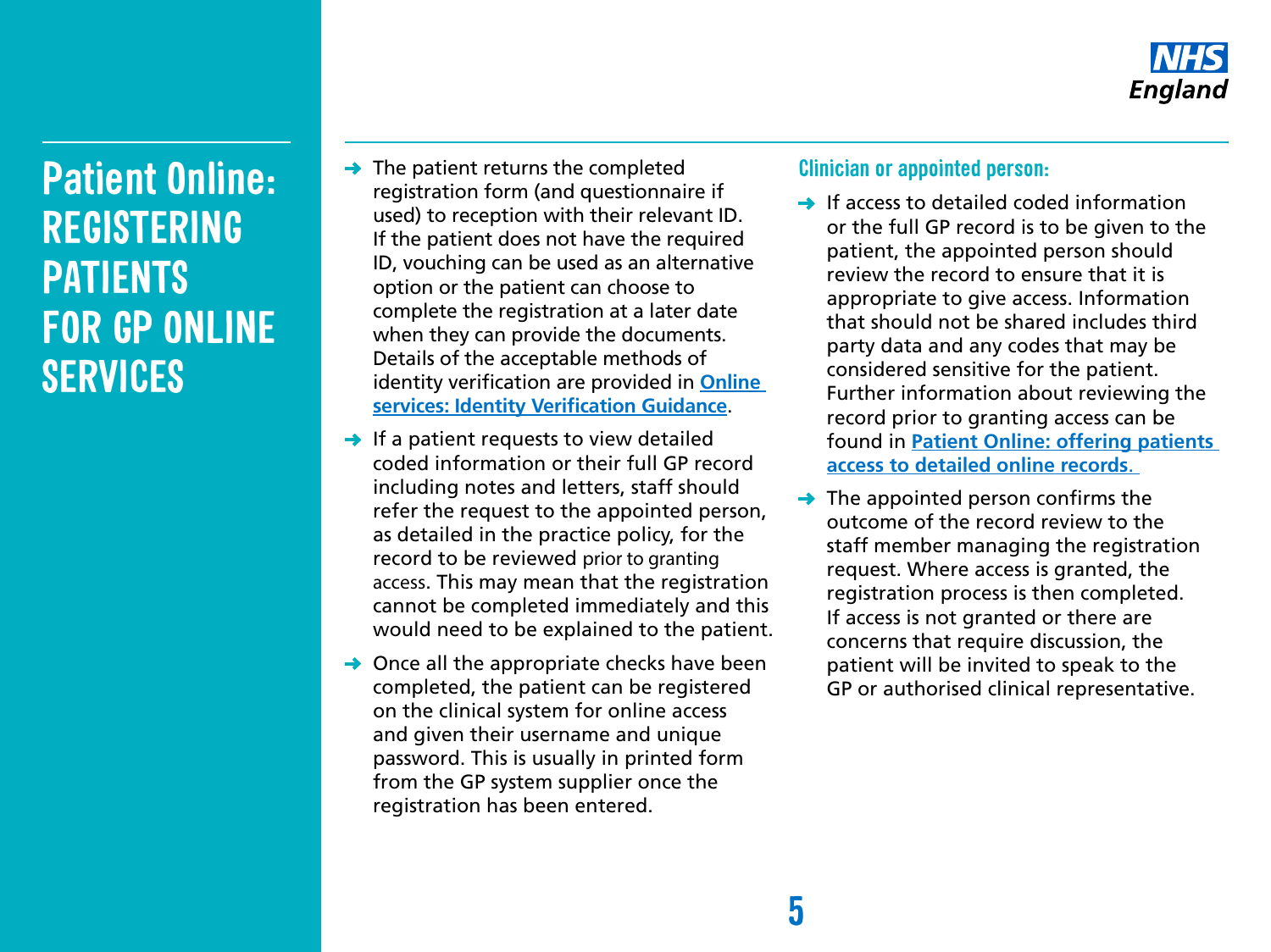# Patient Online: REGISTERING PATIENTS FOR GP ONLINE SERVICES

- The patient returns the completed registration form (and questionnaire if used) to reception with their relevant ID. If the patient does not have the required ID, vouching can be used as an alternative option or the patient can choose to complete the registration at a later date when they can provide the documents. Details of the acceptable methods of identity verification are provided in **Online services: Identity Verification Guidance**.
- If a patient requests to view detailed coded information or their full GP record including notes and letters, staff should refer the request to the appointed person, as detailed in the practice policy, for the record to be reviewed prior to granting access. This may mean that the registration cannot be completed immediately and this would need to be explained to the patient.
- Once all the appropriate checks have been completed, the patient can be registered on the clinical system for online access and given their username and unique password. This is usually in printed form from the GP system supplier once the registration has been entered.

### Clinician or appointed person:

- If access to detailed coded information or the full GP record is to be given to the patient, the appointed person should review the record to ensure that it is appropriate to give access. Information that should not be shared includes third party data and any codes that may be considered sensitive for the patient. Further information about reviewing the record prior to granting access can be found in **Patient Online: offering patients access to detailed online records**.
- The appointed person confirms the outcome of the record review to the staff member managing the registration request. Where access is granted, the registration process is then completed. If access is not granted or there are concerns that require discussion, the patient will be invited to speak to the GP or authorised clinical representative.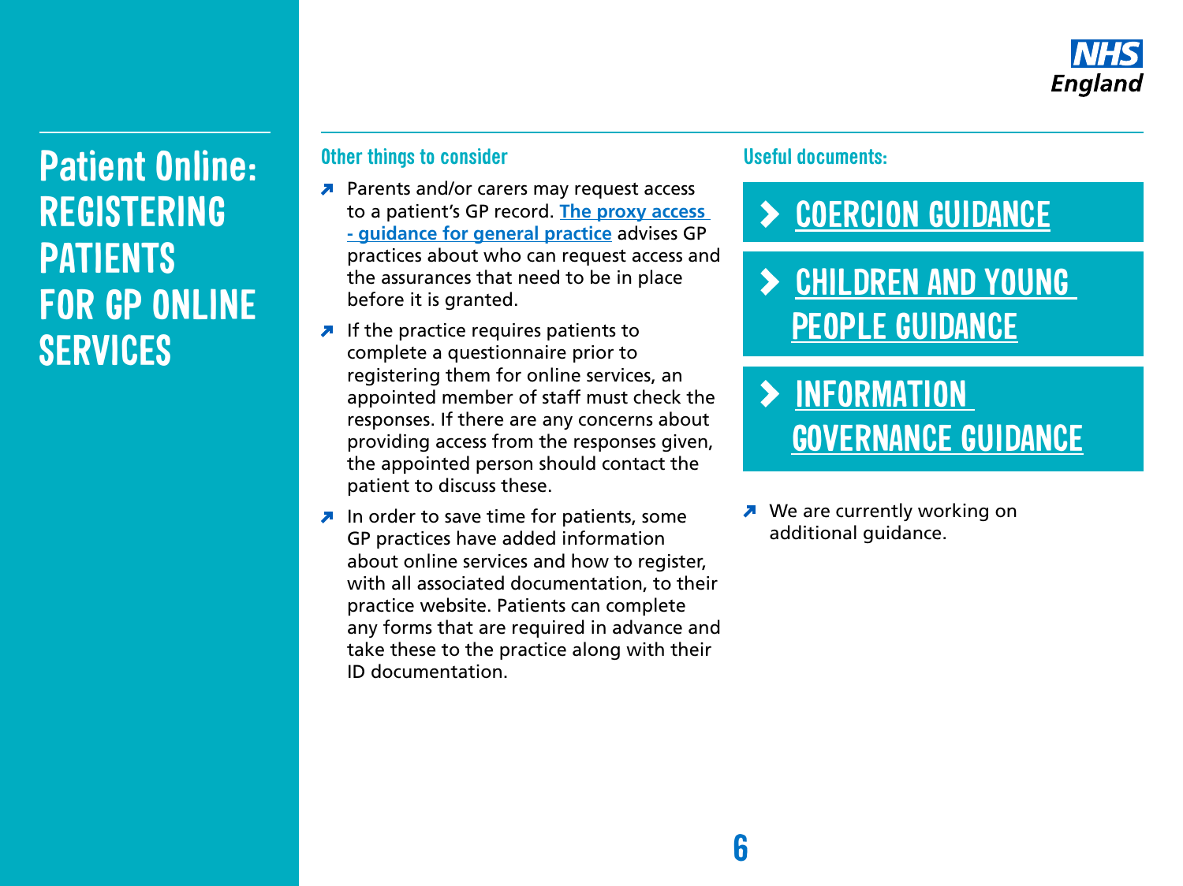# Patient Online: REGISTERING PATIENTS FOR GP ONLINE SERVICES

## Other things to consider

- Parents and/or carers may request access to a patient's GP record. **The proxy access - guidance for general practice** advises GP practices about who can request access and the assurances that need to be in place before it is granted.
- If the practice requires patients to complete a questionnaire prior to registering them for online services, an appointed member of staff must check the responses. If there are any concerns about providing access from the responses given, the appointed person should contact the patient to discuss these.
- In order to save time for patients, some GP practices have added information about online services and how to register, with all associated documentation, to their practice website. Patients can complete any forms that are required in advance and take these to the practice along with their ID documentation.

## Useful documents:

- COERCION GUIDANCE
- CHILDREN AND YOUNG PEOPLE GUIDANCE
- INFORMATION GOVERNANCE GUIDANCE

- We are currently working on additional guidance.